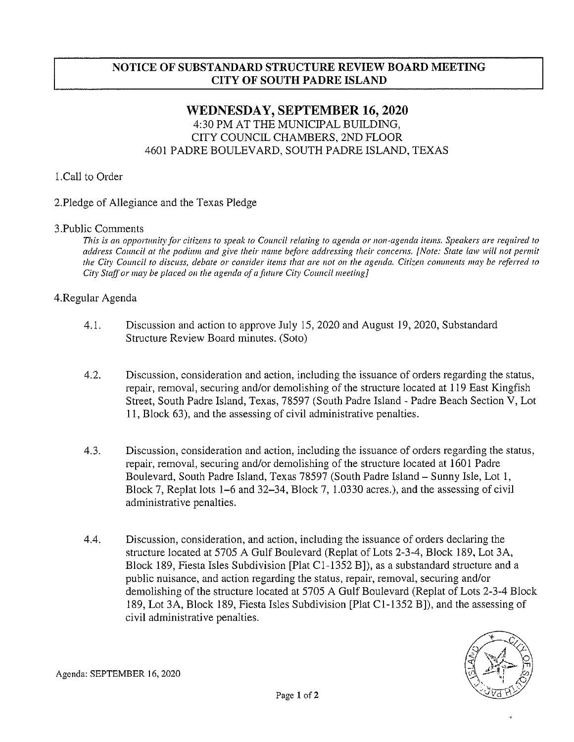# NOTICE OF SUBSTANDARD STRUCTURE REVIEW BOARD MEETING
# CITY OF SOUTH PADRE ISLAND

## WEDNESDAY, SEPTEMBER 16, 2020

4:30 PM AT THE MUNICIPAL BUILDING,
CITY COUNCIL CHAMBERS, 2ND FLOOR
4601 PADRE BOULEVARD, SOUTH PADRE ISLAND, TEXAS

1.Call to Order

2.Pledge of Allegiance and the Texas Pledge

3.Public Comments

*This is an opportunity for citizens to speak to Council relating to agenda or non-agenda items. Speakers are required to address Council at the podium and give their name before addressing their concerns. [Note: State law will not permit the City Council to discuss, debate or consider items that are not on the agenda. Citizen comments may be referred to City Staff or may be placed on the agenda of a future City Council meeting]*

4.Regular Agenda

4.1. Discussion and action to approve July 15, 2020 and August 19, 2020, Substandard Structure Review Board minutes. (Soto)

4.2. Discussion, consideration and action, including the issuance of orders regarding the status, repair, removal, securing and/or demolishing of the structure located at 119 East Kingfish Street, South Padre Island, Texas, 78597 (South Padre Island - Padre Beach Section V, Lot 11, Block 63), and the assessing of civil administrative penalties.

4.3. Discussion, consideration and action, including the issuance of orders regarding the status, repair, removal, securing and/or demolishing of the structure located at 1601 Padre Boulevard, South Padre Island, Texas 78597 (South Padre Island – Sunny Isle, Lot 1, Block 7, Replat lots 1–6 and 32–34, Block 7, 1.0330 acres.), and the assessing of civil administrative penalties.

4.4. Discussion, consideration, and action, including the issuance of orders declaring the structure located at 5705 A Gulf Boulevard (Replat of Lots 2-3-4, Block 189, Lot 3A, Block 189, Fiesta Isles Subdivision [Plat C1-1352 B]), as a substandard structure and a public nuisance, and action regarding the status, repair, removal, securing and/or demolishing of the structure located at 5705 A Gulf Boulevard (Replat of Lots 2-3-4 Block 189, Lot 3A, Block 189, Fiesta Isles Subdivision [Plat C1-1352 B]), and the assessing of civil administrative penalties.

Agenda: SEPTEMBER 16, 2020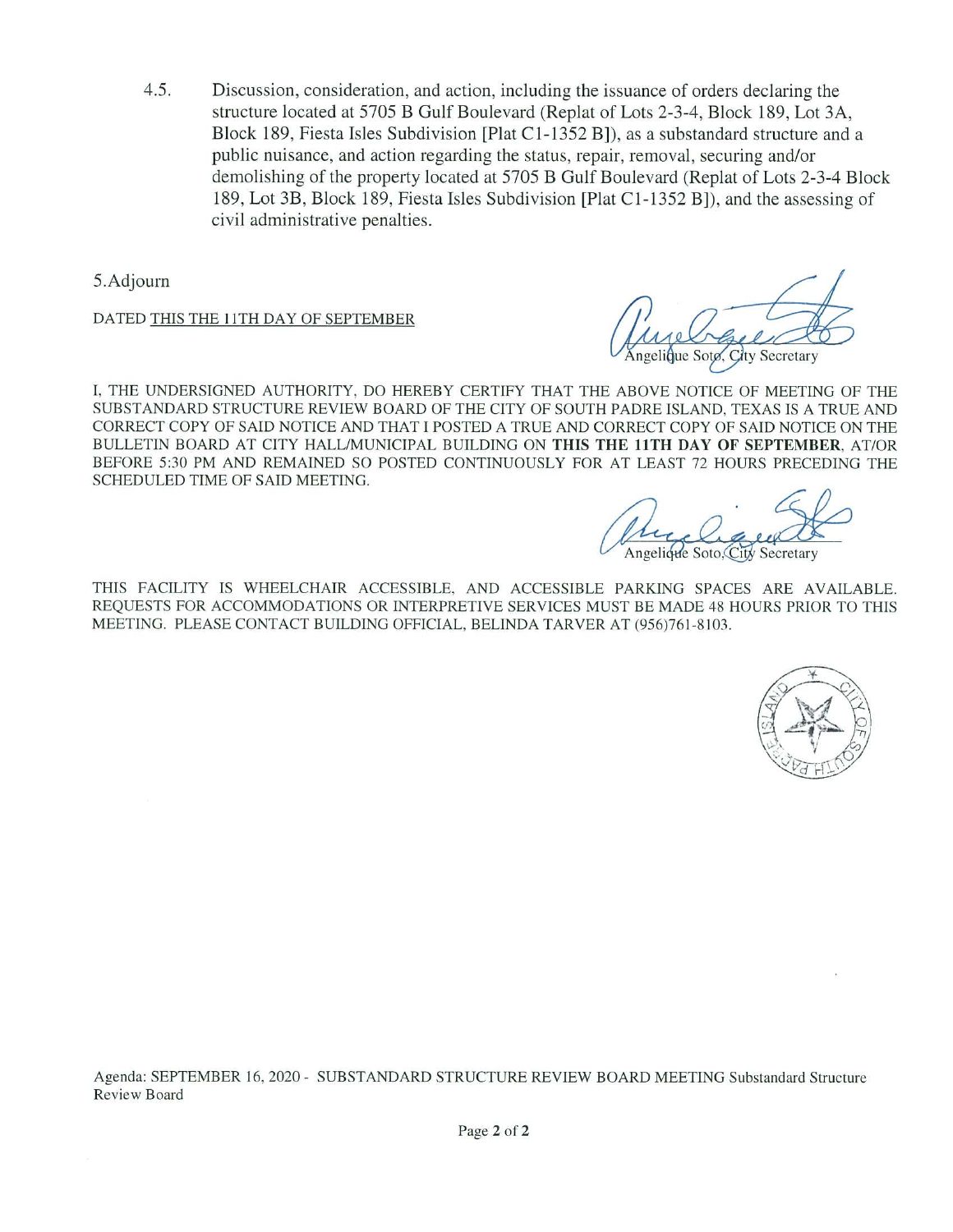4.5. Discussion, consideration, and action, including the issuance of orders declaring the structure located at 5705 B Gulf Boulevard (Replat of Lots 2-3-4, Block 189, Lot 3A, Block 189, Fiesta Isles Subdivision [Plat C1-1352 B]), as a substandard structure and a public nuisance, and action regarding the status, repair, removal, securing and/or demolishing of the property located at 5705 B Gulf Boulevard (Replat of Lots 2-3-4 Block 189, Lot 3B, Block 189, Fiesta Isles Subdivision [Plat C1-1352 B]), and the assessing of civil administrative penalties.

5.Adjourn

DATED THIS THE 11TH DAY OF SEPTEMBER

Angelique Soto, City Secretary

I, THE UNDERSIGNED AUTHORITY, DO HEREBY CERTIFY THAT THE ABOVE NOTICE OF MEETING OF THE SUBSTANDARD STRUCTURE REVIEW BOARD OF THE CITY OF SOUTH PADRE ISLAND, TEXAS IS A TRUE AND CORRECT COPY OF SAID NOTICE AND THAT I POSTED A TRUE AND CORRECT COPY OF SAID NOTICE ON THE BULLETIN BOARD AT CITY HALL/MUNICIPAL BUILDING ON **THIS THE 11TH DAY OF SEPTEMBER**, AT/OR BEFORE 5:30 PM AND REMAINED SO POSTED CONTINUOUSLY FOR AT LEAST 72 HOURS PRECEDING THE SCHEDULED TIME OF SAID MEETING.

Angelique Soto, City Secretary

THIS FACILITY IS WHEELCHAIR ACCESSIBLE, AND ACCESSIBLE PARKING SPACES ARE AVAILABLE. REQUESTS FOR ACCOMMODATIONS OR INTERPRETIVE SERVICES MUST BE MADE 48 HOURS PRIOR TO THIS MEETING. PLEASE CONTACT BUILDING OFFICIAL, BELINDA TARVER AT (956)761-8103.

Agenda: SEPTEMBER 16, 2020 - SUBSTANDARD STRUCTURE REVIEW BOARD MEETING Substandard Structure Review Board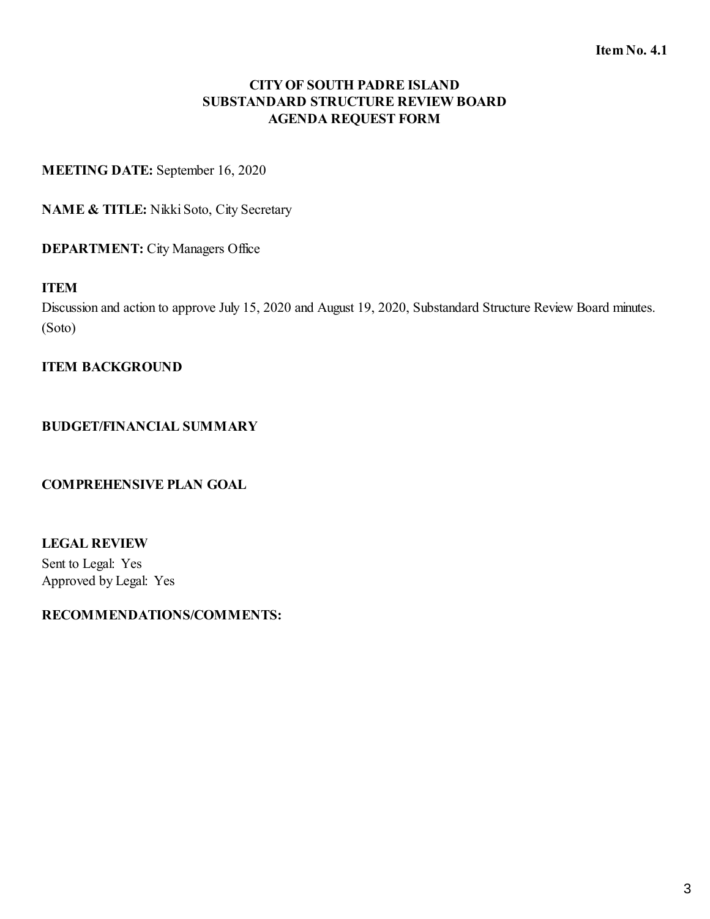**Item No. 4.1**

# CITY OF SOUTH PADRE ISLAND
## SUBSTANDARD STRUCTURE REVIEW BOARD
## AGENDA REQUEST FORM

**MEETING DATE:** September 16, 2020

**NAME & TITLE:** Nikki Soto, City Secretary

**DEPARTMENT:** City Managers Office

**ITEM**

Discussion and action to approve July 15, 2020 and August 19, 2020, Substandard Structure Review Board minutes. (Soto)

**ITEM BACKGROUND**

**BUDGET/FINANCIAL SUMMARY**

**COMPREHENSIVE PLAN GOAL**

**LEGAL REVIEW**

Sent to Legal: Yes
Approved by Legal: Yes

**RECOMMENDATIONS/COMMENTS:**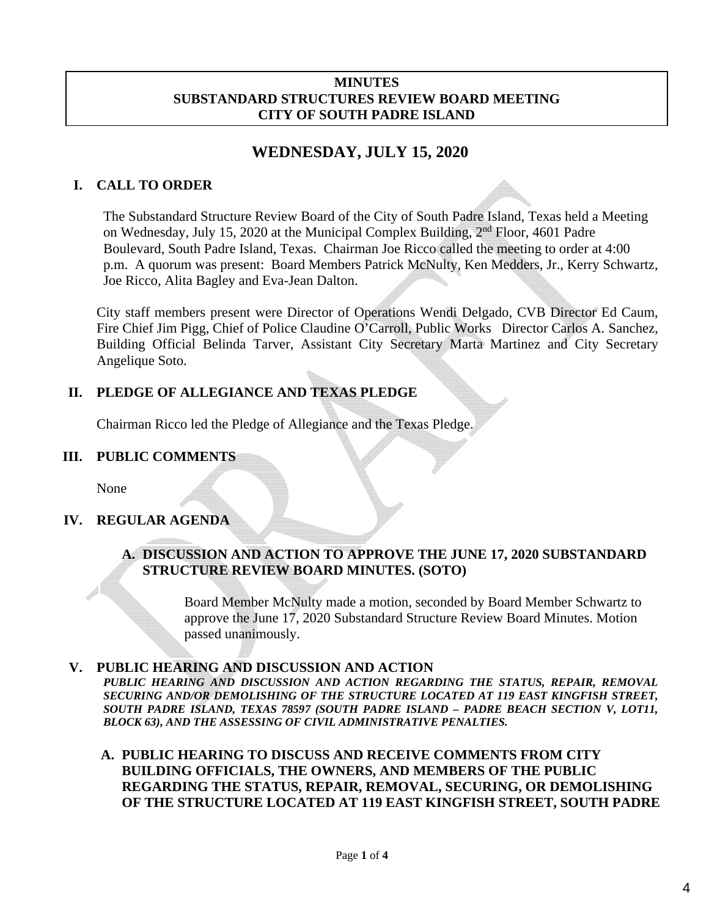**MINUTES**
**SUBSTANDARD STRUCTURES REVIEW BOARD MEETING**
**CITY OF SOUTH PADRE ISLAND**

# WEDNESDAY, JULY 15, 2020

## I. CALL TO ORDER

The Substandard Structure Review Board of the City of South Padre Island, Texas held a Meeting on Wednesday, July 15, 2020 at the Municipal Complex Building, 2nd Floor, 4601 Padre Boulevard, South Padre Island, Texas. Chairman Joe Ricco called the meeting to order at 4:00 p.m. A quorum was present: Board Members Patrick McNulty, Ken Medders, Jr., Kerry Schwartz, Joe Ricco, Alita Bagley and Eva-Jean Dalton.

City staff members present were Director of Operations Wendi Delgado, CVB Director Ed Caum, Fire Chief Jim Pigg, Chief of Police Claudine O'Carroll, Public Works Director Carlos A. Sanchez, Building Official Belinda Tarver, Assistant City Secretary Marta Martinez and City Secretary Angelique Soto.

## II. PLEDGE OF ALLEGIANCE AND TEXAS PLEDGE

Chairman Ricco led the Pledge of Allegiance and the Texas Pledge.

## III. PUBLIC COMMENTS

None

## IV. REGULAR AGENDA

### A. DISCUSSION AND ACTION TO APPROVE THE JUNE 17, 2020 SUBSTANDARD STRUCTURE REVIEW BOARD MINUTES. (SOTO)

Board Member McNulty made a motion, seconded by Board Member Schwartz to approve the June 17, 2020 Substandard Structure Review Board Minutes. Motion passed unanimously.

## V. PUBLIC HEARING AND DISCUSSION AND ACTION

***PUBLIC HEARING AND DISCUSSION AND ACTION REGARDING THE STATUS, REPAIR, REMOVAL SECURING AND/OR DEMOLISHING OF THE STRUCTURE LOCATED AT 119 EAST KINGFISH STREET, SOUTH PADRE ISLAND, TEXAS 78597 (SOUTH PADRE ISLAND – PADRE BEACH SECTION V, LOT11, BLOCK 63), AND THE ASSESSING OF CIVIL ADMINISTRATIVE PENALTIES.***

### A. PUBLIC HEARING TO DISCUSS AND RECEIVE COMMENTS FROM CITY BUILDING OFFICIALS, THE OWNERS, AND MEMBERS OF THE PUBLIC REGARDING THE STATUS, REPAIR, REMOVAL, SECURING, OR DEMOLISHING OF THE STRUCTURE LOCATED AT 119 EAST KINGFISH STREET, SOUTH PADRE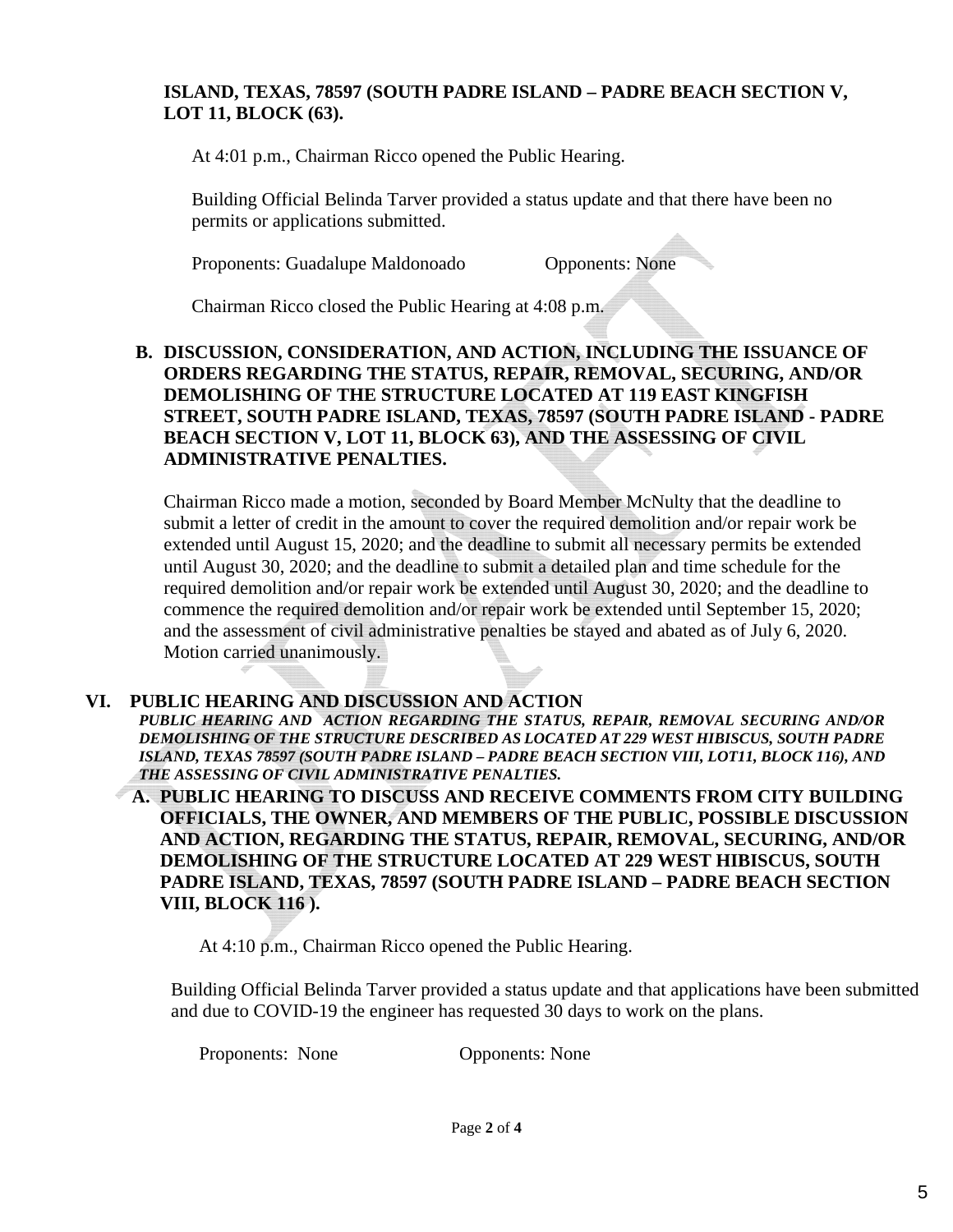**ISLAND, TEXAS, 78597 (SOUTH PADRE ISLAND – PADRE BEACH SECTION V, LOT 11, BLOCK (63).**

At 4:01 p.m., Chairman Ricco opened the Public Hearing.

Building Official Belinda Tarver provided a status update and that there have been no permits or applications submitted.

Proponents: Guadalupe Maldonoado        Opponents: None

Chairman Ricco closed the Public Hearing at 4:08 p.m.

**B. DISCUSSION, CONSIDERATION, AND ACTION, INCLUDING THE ISSUANCE OF ORDERS REGARDING THE STATUS, REPAIR, REMOVAL, SECURING, AND/OR DEMOLISHING OF THE STRUCTURE LOCATED AT 119 EAST KINGFISH STREET, SOUTH PADRE ISLAND, TEXAS, 78597 (SOUTH PADRE ISLAND - PADRE BEACH SECTION V, LOT 11, BLOCK 63), AND THE ASSESSING OF CIVIL ADMINISTRATIVE PENALTIES.**

Chairman Ricco made a motion, seconded by Board Member McNulty that the deadline to submit a letter of credit in the amount to cover the required demolition and/or repair work be extended until August 15, 2020; and the deadline to submit all necessary permits be extended until August 30, 2020; and the deadline to submit a detailed plan and time schedule for the required demolition and/or repair work be extended until August 30, 2020; and the deadline to commence the required demolition and/or repair work be extended until September 15, 2020; and the assessment of civil administrative penalties be stayed and abated as of July 6, 2020. Motion carried unanimously.

## VI. PUBLIC HEARING AND DISCUSSION AND ACTION

***PUBLIC HEARING AND ACTION REGARDING THE STATUS, REPAIR, REMOVAL SECURING AND/OR DEMOLISHING OF THE STRUCTURE DESCRIBED AS LOCATED AT 229 WEST HIBISCUS, SOUTH PADRE ISLAND, TEXAS 78597 (SOUTH PADRE ISLAND – PADRE BEACH SECTION VIII, LOT11, BLOCK 116), AND THE ASSESSING OF CIVIL ADMINISTRATIVE PENALTIES.***

**A. PUBLIC HEARING TO DISCUSS AND RECEIVE COMMENTS FROM CITY BUILDING OFFICIALS, THE OWNER, AND MEMBERS OF THE PUBLIC, POSSIBLE DISCUSSION AND ACTION, REGARDING THE STATUS, REPAIR, REMOVAL, SECURING, AND/OR DEMOLISHING OF THE STRUCTURE LOCATED AT 229 WEST HIBISCUS, SOUTH PADRE ISLAND, TEXAS, 78597 (SOUTH PADRE ISLAND – PADRE BEACH SECTION VIII, BLOCK 116 ).**

At 4:10 p.m., Chairman Ricco opened the Public Hearing.

Building Official Belinda Tarver provided a status update and that applications have been submitted and due to COVID-19 the engineer has requested 30 days to work on the plans.

Proponents: None        Opponents: None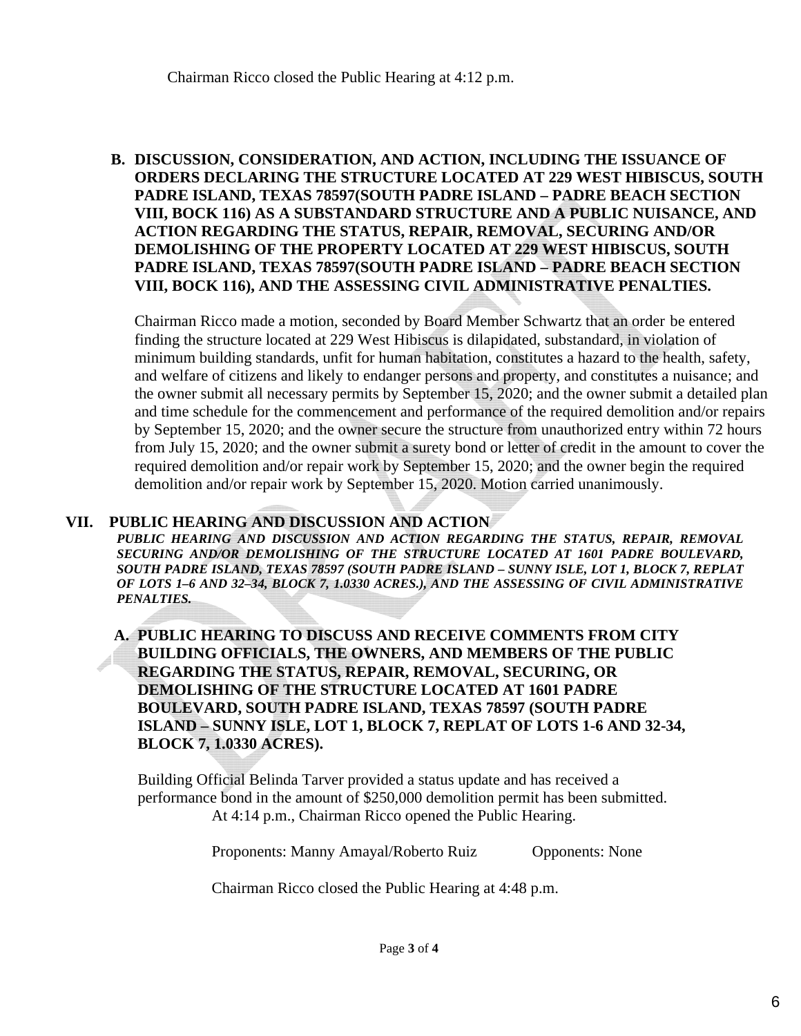Chairman Ricco closed the Public Hearing at 4:12 p.m.

**B. DISCUSSION, CONSIDERATION, AND ACTION, INCLUDING THE ISSUANCE OF ORDERS DECLARING THE STRUCTURE LOCATED AT 229 WEST HIBISCUS, SOUTH PADRE ISLAND, TEXAS 78597(SOUTH PADRE ISLAND – PADRE BEACH SECTION VIII, BOCK 116) AS A SUBSTANDARD STRUCTURE AND A PUBLIC NUISANCE, AND ACTION REGARDING THE STATUS, REPAIR, REMOVAL, SECURING AND/OR DEMOLISHING OF THE PROPERTY LOCATED AT 229 WEST HIBISCUS, SOUTH PADRE ISLAND, TEXAS 78597(SOUTH PADRE ISLAND – PADRE BEACH SECTION VIII, BOCK 116), AND THE ASSESSING CIVIL ADMINISTRATIVE PENALTIES.**

Chairman Ricco made a motion, seconded by Board Member Schwartz that an order be entered finding the structure located at 229 West Hibiscus is dilapidated, substandard, in violation of minimum building standards, unfit for human habitation, constitutes a hazard to the health, safety, and welfare of citizens and likely to endanger persons and property, and constitutes a nuisance; and the owner submit all necessary permits by September 15, 2020; and the owner submit a detailed plan and time schedule for the commencement and performance of the required demolition and/or repairs by September 15, 2020; and the owner secure the structure from unauthorized entry within 72 hours from July 15, 2020; and the owner submit a surety bond or letter of credit in the amount to cover the required demolition and/or repair work by September 15, 2020; and the owner begin the required demolition and/or repair work by September 15, 2020. Motion carried unanimously.

## VII. PUBLIC HEARING AND DISCUSSION AND ACTION

***PUBLIC HEARING AND DISCUSSION AND ACTION REGARDING THE STATUS, REPAIR, REMOVAL SECURING AND/OR DEMOLISHING OF THE STRUCTURE LOCATED AT 1601 PADRE BOULEVARD, SOUTH PADRE ISLAND, TEXAS 78597 (SOUTH PADRE ISLAND – SUNNY ISLE, LOT 1, BLOCK 7, REPLAT OF LOTS 1–6 AND 32–34, BLOCK 7, 1.0330 ACRES.), AND THE ASSESSING OF CIVIL ADMINISTRATIVE PENALTIES.***

**A. PUBLIC HEARING TO DISCUSS AND RECEIVE COMMENTS FROM CITY BUILDING OFFICIALS, THE OWNERS, AND MEMBERS OF THE PUBLIC REGARDING THE STATUS, REPAIR, REMOVAL, SECURING, OR DEMOLISHING OF THE STRUCTURE LOCATED AT 1601 PADRE BOULEVARD, SOUTH PADRE ISLAND, TEXAS 78597 (SOUTH PADRE ISLAND – SUNNY ISLE, LOT 1, BLOCK 7, REPLAT OF LOTS 1-6 AND 32-34, BLOCK 7, 1.0330 ACRES).**

Building Official Belinda Tarver provided a status update and has received a performance bond in the amount of $250,000 demolition permit has been submitted.

At 4:14 p.m., Chairman Ricco opened the Public Hearing.

Proponents: Manny Amayal/Roberto Ruiz          Opponents: None

Chairman Ricco closed the Public Hearing at 4:48 p.m.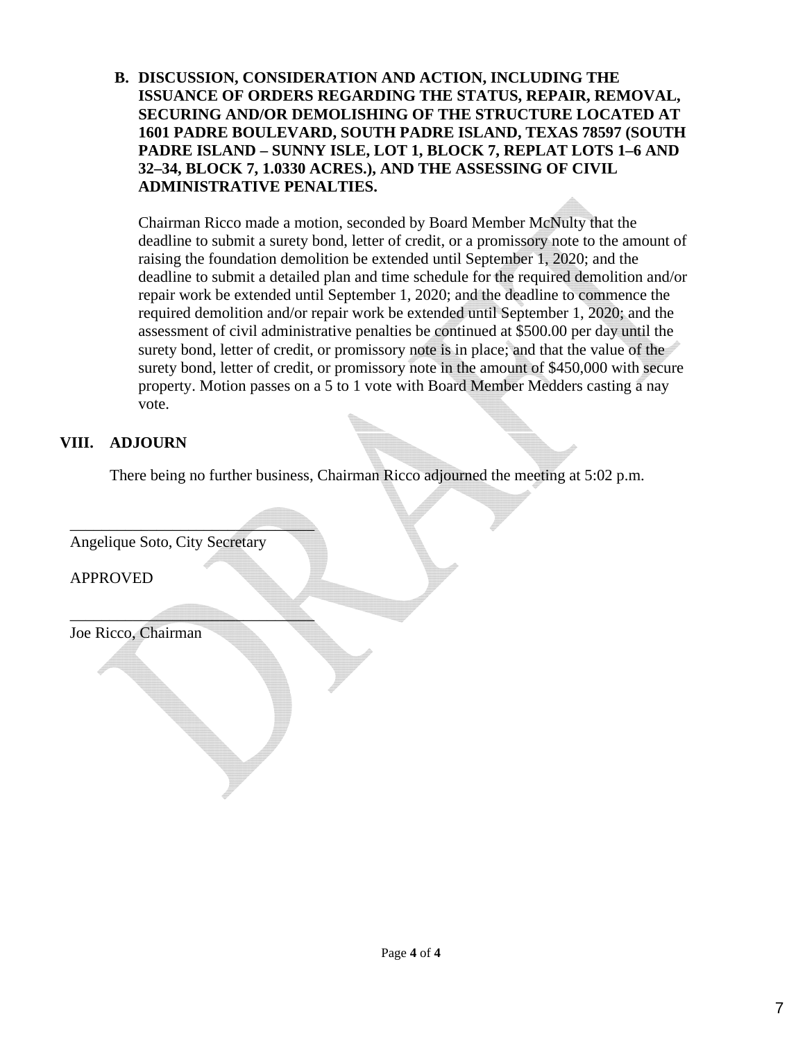**B. DISCUSSION, CONSIDERATION AND ACTION, INCLUDING THE ISSUANCE OF ORDERS REGARDING THE STATUS, REPAIR, REMOVAL, SECURING AND/OR DEMOLISHING OF THE STRUCTURE LOCATED AT 1601 PADRE BOULEVARD, SOUTH PADRE ISLAND, TEXAS 78597 (SOUTH PADRE ISLAND – SUNNY ISLE, LOT 1, BLOCK 7, REPLAT LOTS 1–6 AND 32–34, BLOCK 7, 1.0330 ACRES.), AND THE ASSESSING OF CIVIL ADMINISTRATIVE PENALTIES.**

Chairman Ricco made a motion, seconded by Board Member McNulty that the deadline to submit a surety bond, letter of credit, or a promissory note to the amount of raising the foundation demolition be extended until September 1, 2020; and the deadline to submit a detailed plan and time schedule for the required demolition and/or repair work be extended until September 1, 2020; and the deadline to commence the required demolition and/or repair work be extended until September 1, 2020; and the assessment of civil administrative penalties be continued at $500.00 per day until the surety bond, letter of credit, or promissory note is in place; and that the value of the surety bond, letter of credit, or promissory note in the amount of $450,000 with secure property. Motion passes on a 5 to 1 vote with Board Member Medders casting a nay vote.

## VIII. ADJOURN

There being no further business, Chairman Ricco adjourned the meeting at 5:02 p.m.

\_\_\_\_\_\_\_\_\_\_\_\_\_\_\_\_\_\_\_\_\_\_\_\_\_\_\_\_\_\_
Angelique Soto, City Secretary

APPROVED

\_\_\_\_\_\_\_\_\_\_\_\_\_\_\_\_\_\_\_\_\_\_\_\_\_\_\_\_\_\_
Joe Ricco, Chairman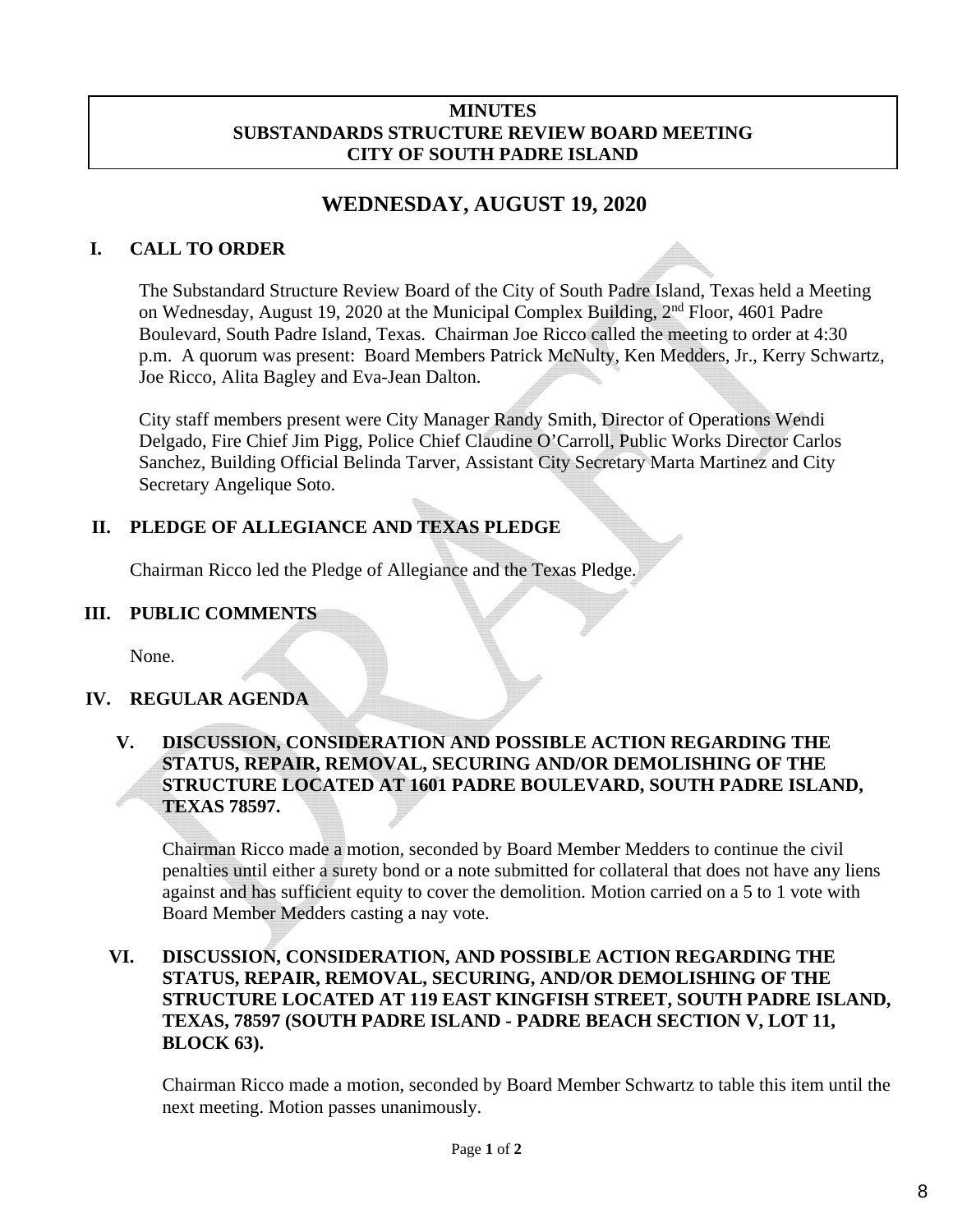**MINUTES**
**SUBSTANDARDS STRUCTURE REVIEW BOARD MEETING**
**CITY OF SOUTH PADRE ISLAND**

# WEDNESDAY, AUGUST 19, 2020

## I. CALL TO ORDER

The Substandard Structure Review Board of the City of South Padre Island, Texas held a Meeting on Wednesday, August 19, 2020 at the Municipal Complex Building, 2nd Floor, 4601 Padre Boulevard, South Padre Island, Texas. Chairman Joe Ricco called the meeting to order at 4:30 p.m. A quorum was present: Board Members Patrick McNulty, Ken Medders, Jr., Kerry Schwartz, Joe Ricco, Alita Bagley and Eva-Jean Dalton.

City staff members present were City Manager Randy Smith, Director of Operations Wendi Delgado, Fire Chief Jim Pigg, Police Chief Claudine O'Carroll, Public Works Director Carlos Sanchez, Building Official Belinda Tarver, Assistant City Secretary Marta Martinez and City Secretary Angelique Soto.

## II. PLEDGE OF ALLEGIANCE AND TEXAS PLEDGE

Chairman Ricco led the Pledge of Allegiance and the Texas Pledge.

## III. PUBLIC COMMENTS

None.

## IV. REGULAR AGENDA

### V. DISCUSSION, CONSIDERATION AND POSSIBLE ACTION REGARDING THE STATUS, REPAIR, REMOVAL, SECURING AND/OR DEMOLISHING OF THE STRUCTURE LOCATED AT 1601 PADRE BOULEVARD, SOUTH PADRE ISLAND, TEXAS 78597.

Chairman Ricco made a motion, seconded by Board Member Medders to continue the civil penalties until either a surety bond or a note submitted for collateral that does not have any liens against and has sufficient equity to cover the demolition. Motion carried on a 5 to 1 vote with Board Member Medders casting a nay vote.

### VI. DISCUSSION, CONSIDERATION, AND POSSIBLE ACTION REGARDING THE STATUS, REPAIR, REMOVAL, SECURING, AND/OR DEMOLISHING OF THE STRUCTURE LOCATED AT 119 EAST KINGFISH STREET, SOUTH PADRE ISLAND, TEXAS, 78597 (SOUTH PADRE ISLAND - PADRE BEACH SECTION V, LOT 11, BLOCK 63).

Chairman Ricco made a motion, seconded by Board Member Schwartz to table this item until the next meeting. Motion passes unanimously.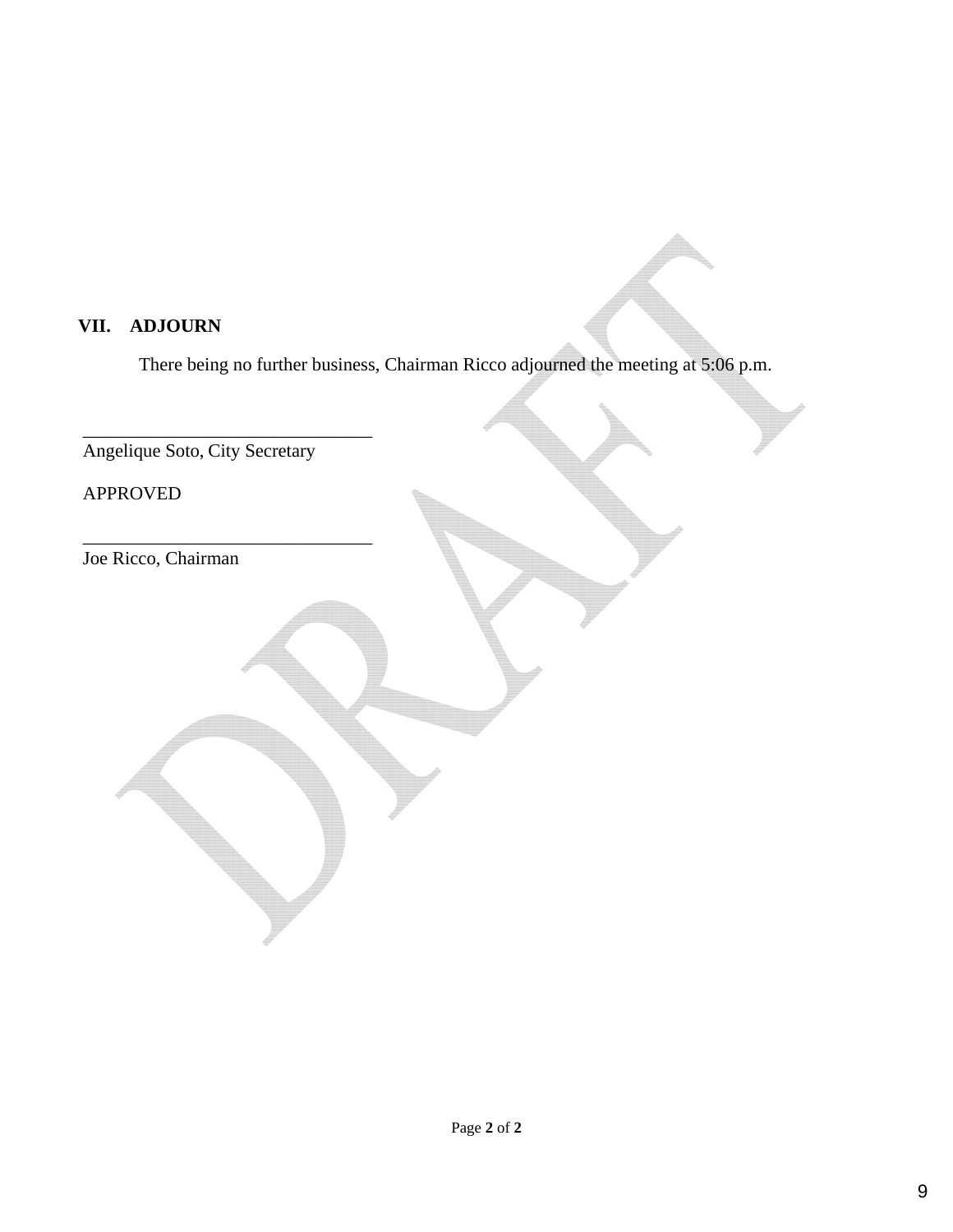## VII. ADJOURN

There being no further business, Chairman Ricco adjourned the meeting at 5:06 p.m.

\_\_\_\_\_\_\_\_\_\_\_\_\_\_\_\_\_\_\_\_\_\_\_\_\_\_\_\_\_\_\_\_
Angelique Soto, City Secretary

APPROVED

\_\_\_\_\_\_\_\_\_\_\_\_\_\_\_\_\_\_\_\_\_\_\_\_\_\_\_\_\_\_\_\_
Joe Ricco, Chairman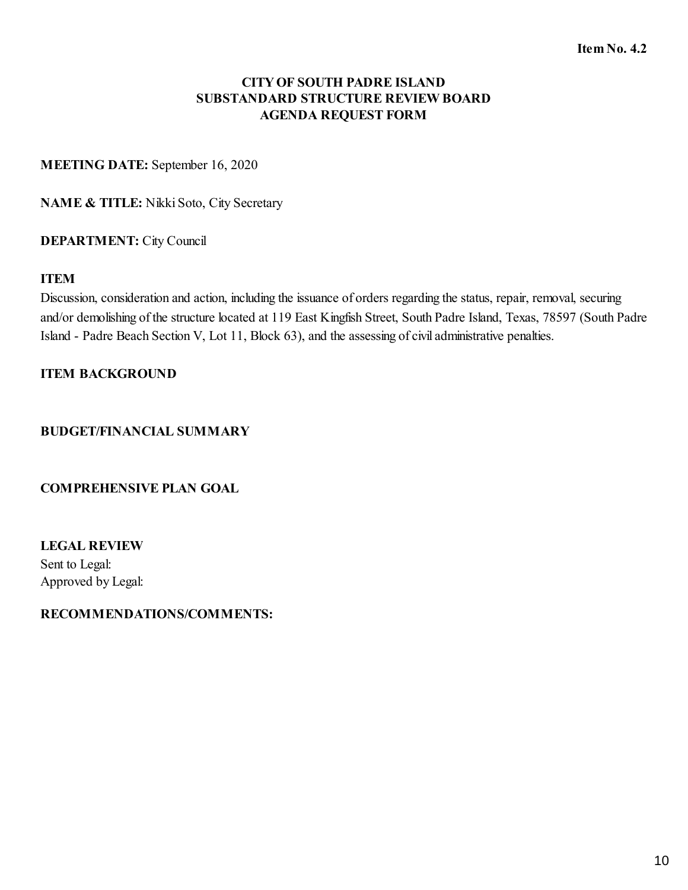**Item No. 4.2**

**CITY OF SOUTH PADRE ISLAND**
**SUBSTANDARD STRUCTURE REVIEW BOARD**
**AGENDA REQUEST FORM**

**MEETING DATE:** September 16, 2020

**NAME & TITLE:** Nikki Soto, City Secretary

**DEPARTMENT:** City Council

**ITEM**

Discussion, consideration and action, including the issuance of orders regarding the status, repair, removal, securing and/or demolishing of the structure located at 119 East Kingfish Street, South Padre Island, Texas, 78597 (South Padre Island - Padre Beach Section V, Lot 11, Block 63), and the assessing of civil administrative penalties.

**ITEM BACKGROUND**

**BUDGET/FINANCIAL SUMMARY**

**COMPREHENSIVE PLAN GOAL**

**LEGAL REVIEW**

Sent to Legal:
Approved by Legal:

**RECOMMENDATIONS/COMMENTS:**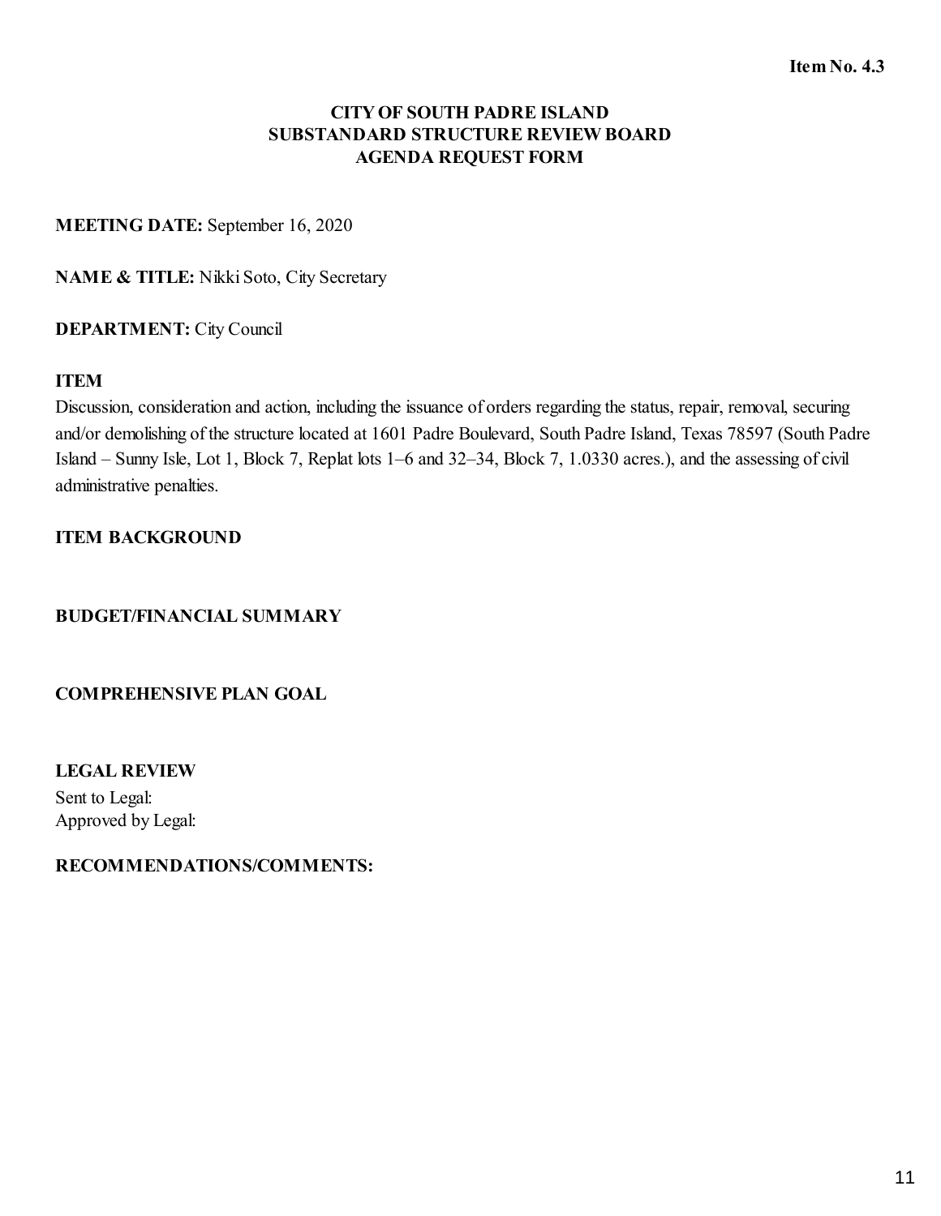**Item No. 4.3**

# CITY OF SOUTH PADRE ISLAND
## SUBSTANDARD STRUCTURE REVIEW BOARD
## AGENDA REQUEST FORM

**MEETING DATE:** September 16, 2020

**NAME & TITLE:** Nikki Soto, City Secretary

**DEPARTMENT:** City Council

**ITEM**

Discussion, consideration and action, including the issuance of orders regarding the status, repair, removal, securing and/or demolishing of the structure located at 1601 Padre Boulevard, South Padre Island, Texas 78597 (South Padre Island – Sunny Isle, Lot 1, Block 7, Replat lots 1–6 and 32–34, Block 7, 1.0330 acres.), and the assessing of civil administrative penalties.

**ITEM BACKGROUND**

**BUDGET/FINANCIAL SUMMARY**

**COMPREHENSIVE PLAN GOAL**

**LEGAL REVIEW**

Sent to Legal:
Approved by Legal:

**RECOMMENDATIONS/COMMENTS:**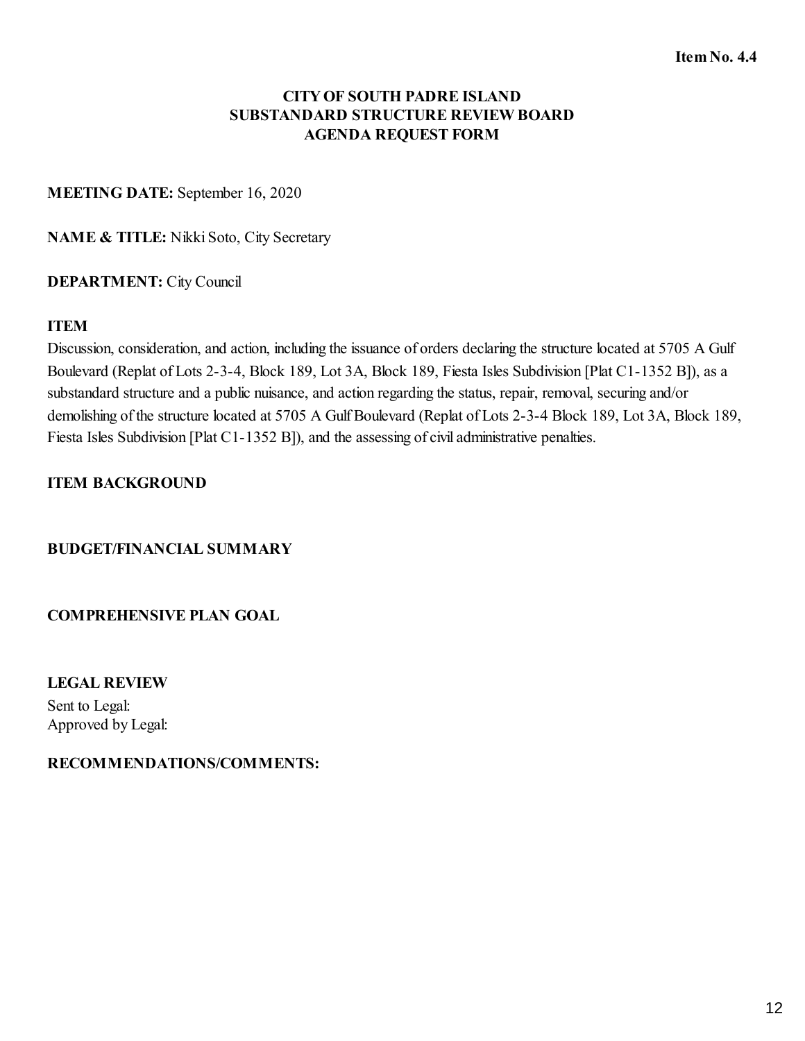**Item No. 4.4**

# CITY OF SOUTH PADRE ISLAND
## SUBSTANDARD STRUCTURE REVIEW BOARD
## AGENDA REQUEST FORM

**MEETING DATE:** September 16, 2020

**NAME & TITLE:** Nikki Soto, City Secretary

**DEPARTMENT:** City Council

**ITEM**

Discussion, consideration, and action, including the issuance of orders declaring the structure located at 5705 A Gulf Boulevard (Replat of Lots 2-3-4, Block 189, Lot 3A, Block 189, Fiesta Isles Subdivision [Plat C1-1352 B]), as a substandard structure and a public nuisance, and action regarding the status, repair, removal, securing and/or demolishing of the structure located at 5705 A Gulf Boulevard (Replat of Lots 2-3-4 Block 189, Lot 3A, Block 189, Fiesta Isles Subdivision [Plat C1-1352 B]), and the assessing of civil administrative penalties.

**ITEM BACKGROUND**

**BUDGET/FINANCIAL SUMMARY**

**COMPREHENSIVE PLAN GOAL**

**LEGAL REVIEW**

Sent to Legal:
Approved by Legal:

**RECOMMENDATIONS/COMMENTS:**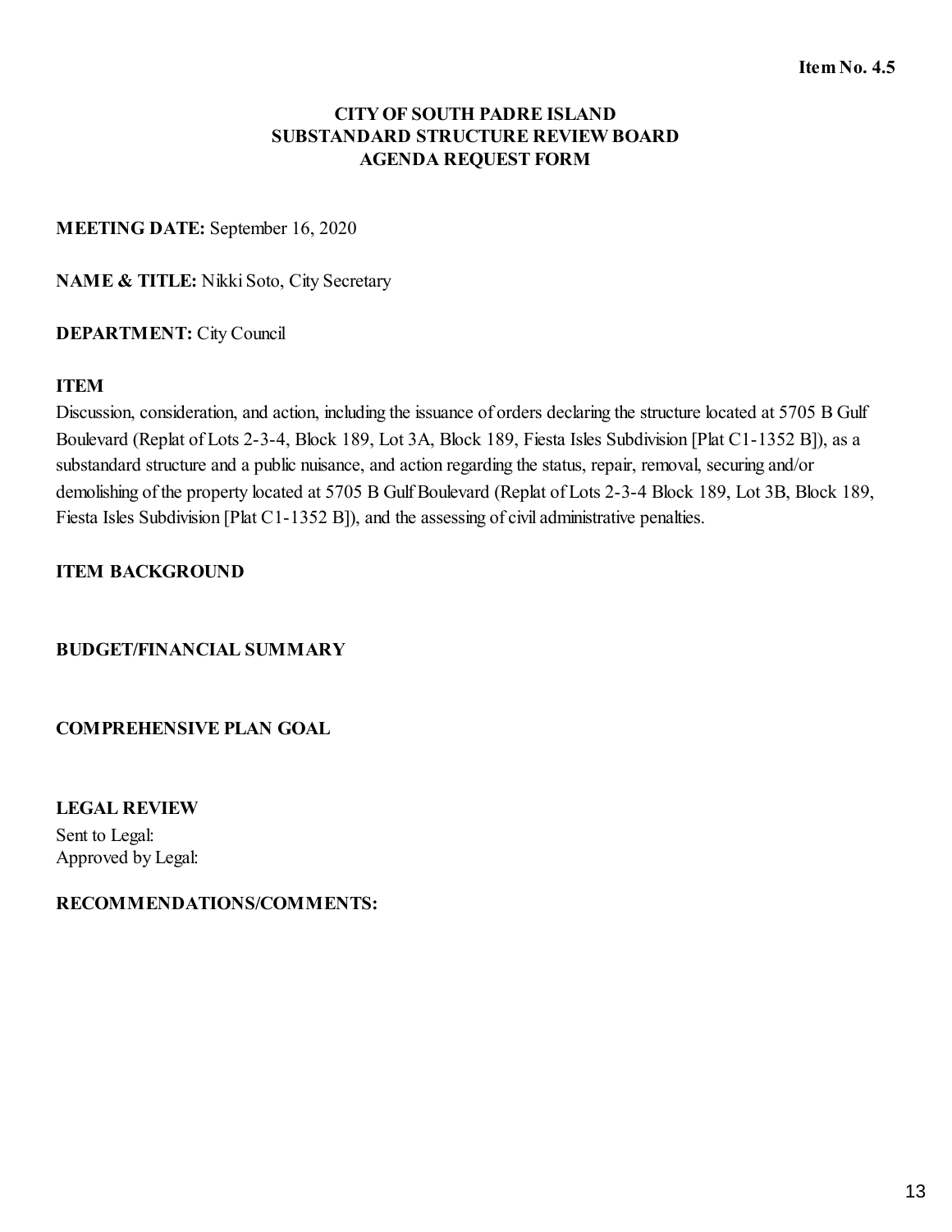**Item No. 4.5**

**CITY OF SOUTH PADRE ISLAND**
**SUBSTANDARD STRUCTURE REVIEW BOARD**
**AGENDA REQUEST FORM**

**MEETING DATE:** September 16, 2020

**NAME & TITLE:** Nikki Soto, City Secretary

**DEPARTMENT:** City Council

**ITEM**

Discussion, consideration, and action, including the issuance of orders declaring the structure located at 5705 B Gulf Boulevard (Replat of Lots 2-3-4, Block 189, Lot 3A, Block 189, Fiesta Isles Subdivision [Plat C1-1352 B]), as a substandard structure and a public nuisance, and action regarding the status, repair, removal, securing and/or demolishing of the property located at 5705 B Gulf Boulevard (Replat of Lots 2-3-4 Block 189, Lot 3B, Block 189, Fiesta Isles Subdivision [Plat C1-1352 B]), and the assessing of civil administrative penalties.

**ITEM BACKGROUND**

**BUDGET/FINANCIAL SUMMARY**

**COMPREHENSIVE PLAN GOAL**

**LEGAL REVIEW**

Sent to Legal:
Approved by Legal:

**RECOMMENDATIONS/COMMENTS:**